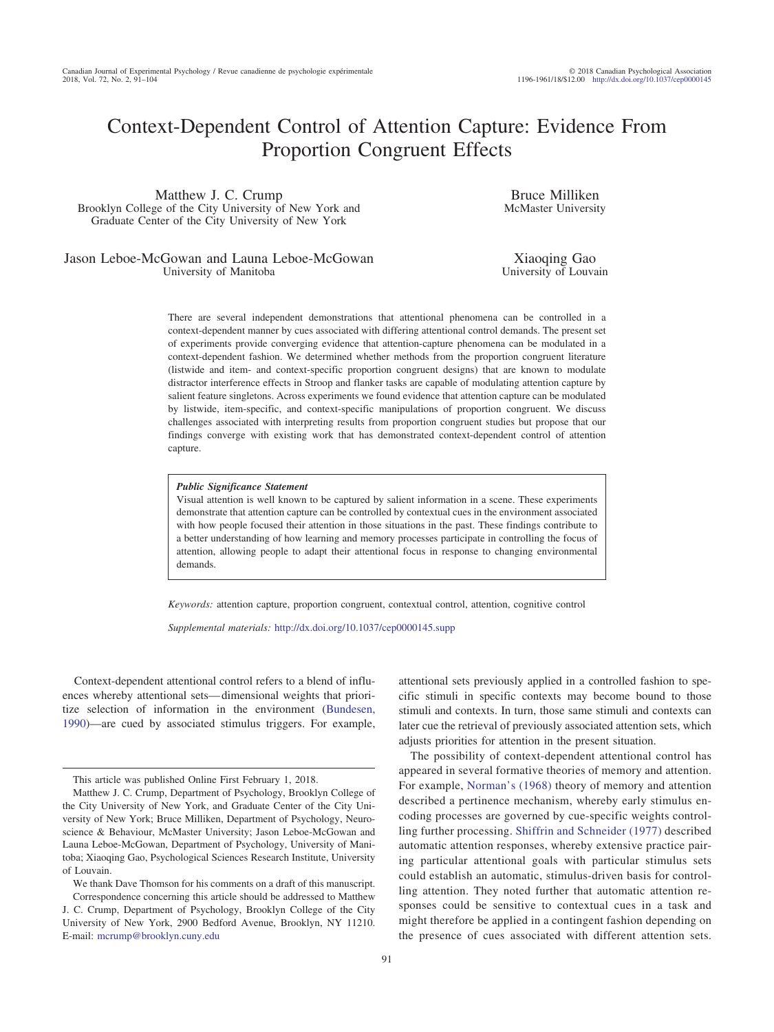# Context-Dependent Control of Attention Capture: Evidence From Proportion Congruent Effects

Matthew J. C. Crump
Brooklyn College of the City University of New York and Graduate Center of the City University of New York

Bruce Milliken
McMaster University

Jason Leboe-McGowan and Launa Leboe-McGowan
University of Manitoba

Xiaoqing Gao
University of Louvain

There are several independent demonstrations that attentional phenomena can be controlled in a context-dependent manner by cues associated with differing attentional control demands. The present set of experiments provide converging evidence that attention-capture phenomena can be modulated in a context-dependent fashion. We determined whether methods from the proportion congruent literature (listwide and item- and context-specific proportion congruent designs) that are known to modulate distractor interference effects in Stroop and flanker tasks are capable of modulating attention capture by salient feature singletons. Across experiments we found evidence that attention capture can be modulated by listwide, item-specific, and context-specific manipulations of proportion congruent. We discuss challenges associated with interpreting results from proportion congruent studies but propose that our findings converge with existing work that has demonstrated context-dependent control of attention capture.

***Public Significance Statement***

Visual attention is well known to be captured by salient information in a scene. These experiments demonstrate that attention capture can be controlled by contextual cues in the environment associated with how people focused their attention in those situations in the past. These findings contribute to a better understanding of how learning and memory processes participate in controlling the focus of attention, allowing people to adapt their attentional focus in response to changing environmental demands.

*Keywords:* attention capture, proportion congruent, contextual control, attention, cognitive control

*Supplemental materials:* http://dx.doi.org/10.1037/cep0000145.supp

Context-dependent attentional control refers to a blend of influences whereby attentional sets—dimensional weights that prioritize selection of information in the environment (Bundesen, 1990)—are cued by associated stimulus triggers. For example, attentional sets previously applied in a controlled fashion to specific stimuli in specific contexts may become bound to those stimuli and contexts. In turn, those same stimuli and contexts can later cue the retrieval of previously associated attention sets, which adjusts priorities for attention in the present situation.

The possibility of context-dependent attentional control has appeared in several formative theories of memory and attention. For example, Norman's (1968) theory of memory and attention described a pertinence mechanism, whereby early stimulus encoding processes are governed by cue-specific weights controlling further processing. Shiffrin and Schneider (1977) described automatic attention responses, whereby extensive practice pairing particular attentional goals with particular stimulus sets could establish an automatic, stimulus-driven basis for controlling attention. They noted further that automatic attention responses could be sensitive to contextual cues in a task and might therefore be applied in a contingent fashion depending on the presence of cues associated with different attention sets.

This article was published Online First February 1, 2018.

Matthew J. C. Crump, Department of Psychology, Brooklyn College of the City University of New York, and Graduate Center of the City University of New York; Bruce Milliken, Department of Psychology, Neuroscience & Behaviour, McMaster University; Jason Leboe-McGowan and Launa Leboe-McGowan, Department of Psychology, University of Manitoba; Xiaoqing Gao, Psychological Sciences Research Institute, University of Louvain.

We thank Dave Thomson for his comments on a draft of this manuscript.

Correspondence concerning this article should be addressed to Matthew J. C. Crump, Department of Psychology, Brooklyn College of the City University of New York, 2900 Bedford Avenue, Brooklyn, NY 11210. E-mail: mcrump@brooklyn.cuny.edu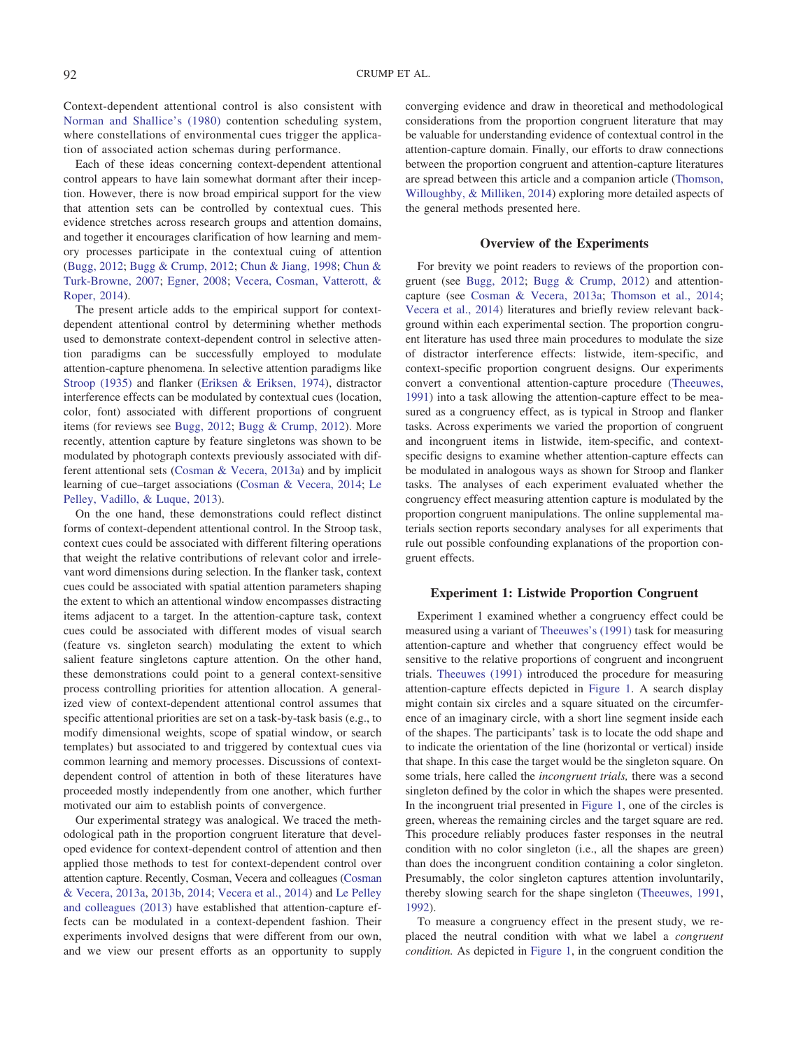Context-dependent attentional control is also consistent with Norman and Shallice's (1980) contention scheduling system, where constellations of environmental cues trigger the application of associated action schemas during performance.

Each of these ideas concerning context-dependent attentional control appears to have lain somewhat dormant after their inception. However, there is now broad empirical support for the view that attention sets can be controlled by contextual cues. This evidence stretches across research groups and attention domains, and together it encourages clarification of how learning and memory processes participate in the contextual cuing of attention (Bugg, 2012; Bugg & Crump, 2012; Chun & Jiang, 1998; Chun & Turk-Browne, 2007; Egner, 2008; Vecera, Cosman, Vatterott, & Roper, 2014).

The present article adds to the empirical support for context-dependent attentional control by determining whether methods used to demonstrate context-dependent control in selective attention paradigms can be successfully employed to modulate attention-capture phenomena. In selective attention paradigms like Stroop (1935) and flanker (Eriksen & Eriksen, 1974), distractor interference effects can be modulated by contextual cues (location, color, font) associated with different proportions of congruent items (for reviews see Bugg, 2012; Bugg & Crump, 2012). More recently, attention capture by feature singletons was shown to be modulated by photograph contexts previously associated with different attentional sets (Cosman & Vecera, 2013a) and by implicit learning of cue–target associations (Cosman & Vecera, 2014; Le Pelley, Vadillo, & Luque, 2013).

On the one hand, these demonstrations could reflect distinct forms of context-dependent attentional control. In the Stroop task, context cues could be associated with different filtering operations that weight the relative contributions of relevant color and irrelevant word dimensions during selection. In the flanker task, context cues could be associated with spatial attention parameters shaping the extent to which an attentional window encompasses distracting items adjacent to a target. In the attention-capture task, context cues could be associated with different modes of visual search (feature vs. singleton search) modulating the extent to which salient feature singletons capture attention. On the other hand, these demonstrations could point to a general context-sensitive process controlling priorities for attention allocation. A generalized view of context-dependent attentional control assumes that specific attentional priorities are set on a task-by-task basis (e.g., to modify dimensional weights, scope of spatial window, or search templates) but associated to and triggered by contextual cues via common learning and memory processes. Discussions of context-dependent control of attention in both of these literatures have proceeded mostly independently from one another, which further motivated our aim to establish points of convergence.

Our experimental strategy was analogical. We traced the methodological path in the proportion congruent literature that developed evidence for context-dependent control of attention and then applied those methods to test for context-dependent control over attention capture. Recently, Cosman, Vecera and colleagues (Cosman & Vecera, 2013a, 2013b, 2014; Vecera et al., 2014) and Le Pelley and colleagues (2013) have established that attention-capture effects can be modulated in a context-dependent fashion. Their experiments involved designs that were different from our own, and we view our present efforts as an opportunity to supply converging evidence and draw in theoretical and methodological considerations from the proportion congruent literature that may be valuable for understanding evidence of contextual control in the attention-capture domain. Finally, our efforts to draw connections between the proportion congruent and attention-capture literatures are spread between this article and a companion article (Thomson, Willoughby, & Milliken, 2014) exploring more detailed aspects of the general methods presented here.

## Overview of the Experiments

For brevity we point readers to reviews of the proportion congruent (see Bugg, 2012; Bugg & Crump, 2012) and attention-capture (see Cosman & Vecera, 2013a; Thomson et al., 2014; Vecera et al., 2014) literatures and briefly review relevant background within each experimental section. The proportion congruent literature has used three main procedures to modulate the size of distractor interference effects: listwide, item-specific, and context-specific proportion congruent designs. Our experiments convert a conventional attention-capture procedure (Theeuwes, 1991) into a task allowing the attention-capture effect to be measured as a congruency effect, as is typical in Stroop and flanker tasks. Across experiments we varied the proportion of congruent and incongruent items in listwide, item-specific, and context-specific designs to examine whether attention-capture effects can be modulated in analogous ways as shown for Stroop and flanker tasks. The analyses of each experiment evaluated whether the congruency effect measuring attention capture is modulated by the proportion congruent manipulations. The online supplemental materials section reports secondary analyses for all experiments that rule out possible confounding explanations of the proportion congruent effects.

## Experiment 1: Listwide Proportion Congruent

Experiment 1 examined whether a congruency effect could be measured using a variant of Theeuwes's (1991) task for measuring attention-capture and whether that congruency effect would be sensitive to the relative proportions of congruent and incongruent trials. Theeuwes (1991) introduced the procedure for measuring attention-capture effects depicted in Figure 1. A search display might contain six circles and a square situated on the circumference of an imaginary circle, with a short line segment inside each of the shapes. The participants' task is to locate the odd shape and to indicate the orientation of the line (horizontal or vertical) inside that shape. In this case the target would be the singleton square. On some trials, here called the *incongruent trials,* there was a second singleton defined by the color in which the shapes were presented. In the incongruent trial presented in Figure 1, one of the circles is green, whereas the remaining circles and the target square are red. This procedure reliably produces faster responses in the neutral condition with no color singleton (i.e., all the shapes are green) than does the incongruent condition containing a color singleton. Presumably, the color singleton captures attention involuntarily, thereby slowing search for the shape singleton (Theeuwes, 1991, 1992).

To measure a congruency effect in the present study, we replaced the neutral condition with what we label a *congruent condition.* As depicted in Figure 1, in the congruent condition the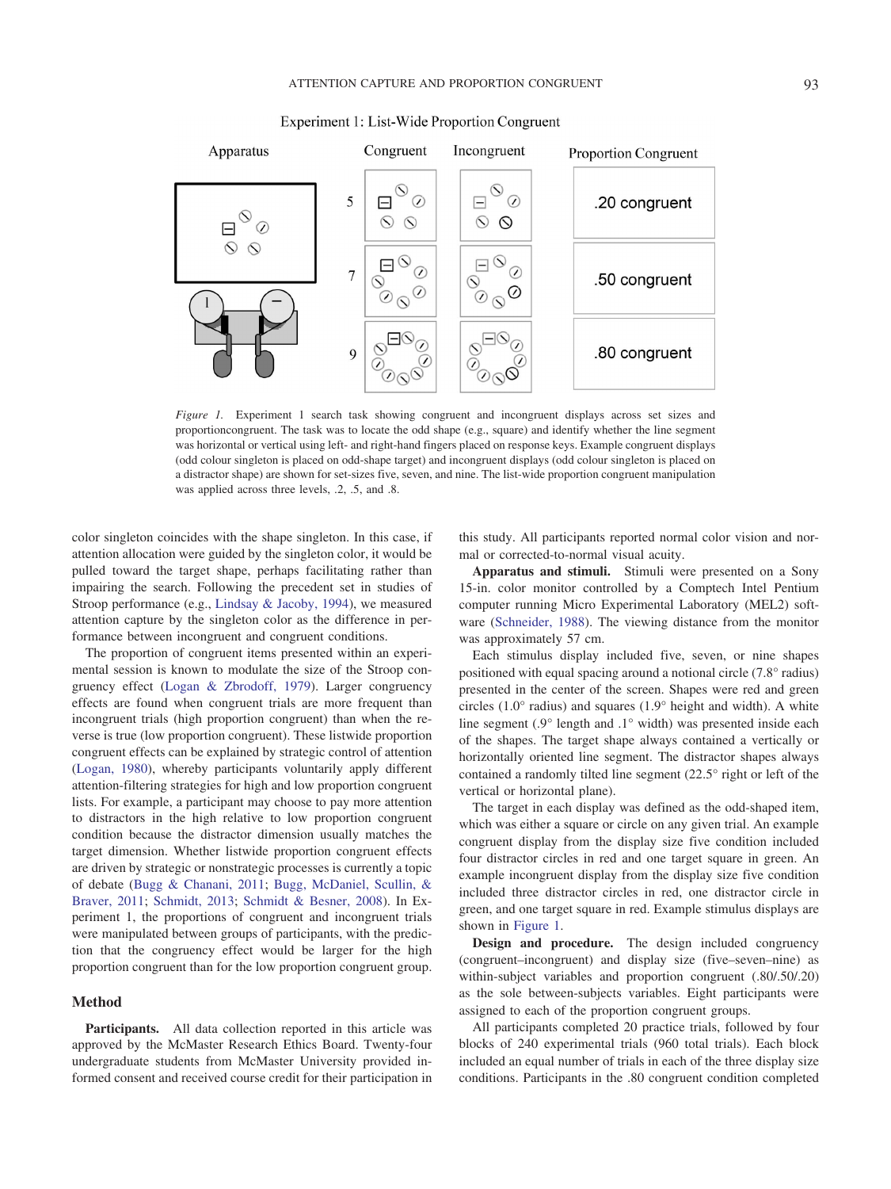Experiment 1: List-Wide Proportion Congruent

*Figure 1.* Experiment 1 search task showing congruent and incongruent displays across set sizes and proportioncongruent. The task was to locate the odd shape (e.g., square) and identify whether the line segment was horizontal or vertical using left- and right-hand fingers placed on response keys. Example congruent displays (odd colour singleton is placed on odd-shape target) and incongruent displays (odd colour singleton is placed on a distractor shape) are shown for set sizes five, seven, and nine. The list-wide proportion congruent manipulation was applied across three levels, .2, .5, and .8.

color singleton coincides with the shape singleton. In this case, if attention allocation were guided by the singleton color, it would be pulled toward the target shape, perhaps facilitating rather than impairing the search. Following the precedent set in studies of Stroop performance (e.g., Lindsay & Jacoby, 1994), we measured attention capture by the singleton color as the difference in performance between incongruent and congruent conditions.

The proportion of congruent items presented within an experimental session is known to modulate the size of the Stroop congruency effect (Logan & Zbrodoff, 1979). Larger congruency effects are found when congruent trials are more frequent than incongruent trials (high proportion congruent) than when the reverse is true (low proportion congruent). These listwide proportion congruent effects can be explained by strategic control of attention (Logan, 1980), whereby participants voluntarily apply different attention-filtering strategies for high and low proportion congruent lists. For example, a participant may choose to pay more attention to distractors in the high relative to low proportion congruent condition because the distractor dimension usually matches the target dimension. Whether listwide proportion congruent effects are driven by strategic or nonstrategic processes is currently a topic of debate (Bugg & Chanani, 2011; Bugg, McDaniel, Scullin, & Braver, 2011; Schmidt, 2013; Schmidt & Besner, 2008). In Experiment 1, the proportions of congruent and incongruent trials were manipulated between groups of participants, with the prediction that the congruency effect would be larger for the high proportion congruent than for the low proportion congruent group.

## Method

**Participants.** All data collection reported in this article was approved by the McMaster Research Ethics Board. Twenty-four undergraduate students from McMaster University provided informed consent and received course credit for their participation in this study. All participants reported normal color vision and normal or corrected-to-normal visual acuity.

**Apparatus and stimuli.** Stimuli were presented on a Sony 15-in. color monitor controlled by a Comptech Intel Pentium computer running Micro Experimental Laboratory (MEL2) software (Schneider, 1988). The viewing distance from the monitor was approximately 57 cm.

Each stimulus display included five, seven, or nine shapes positioned with equal spacing around a notional circle (7.8° radius) presented in the center of the screen. Shapes were red and green circles (1.0° radius) and squares (1.9° height and width). A white line segment (.9° length and .1° width) was presented inside each of the shapes. The target shape always contained a vertically or horizontally oriented line segment. The distractor shapes always contained a randomly tilted line segment (22.5° right or left of the vertical or horizontal plane).

The target in each display was defined as the odd-shaped item, which was either a square or circle on any given trial. An example congruent display from the display size five condition included four distractor circles in red and one target square in green. An example incongruent display from the display size five condition included three distractor circles in red, one distractor circle in green, and one target square in red. Example stimulus displays are shown in Figure 1.

**Design and procedure.** The design included congruency (congruent–incongruent) and display size (five–seven–nine) as within-subject variables and proportion congruent (.80/.50/.20) as the sole between-subjects variables. Eight participants were assigned to each of the proportion congruent groups.

All participants completed 20 practice trials, followed by four blocks of 240 experimental trials (960 total trials). Each block included an equal number of trials in each of the three display size conditions. Participants in the .80 congruent condition completed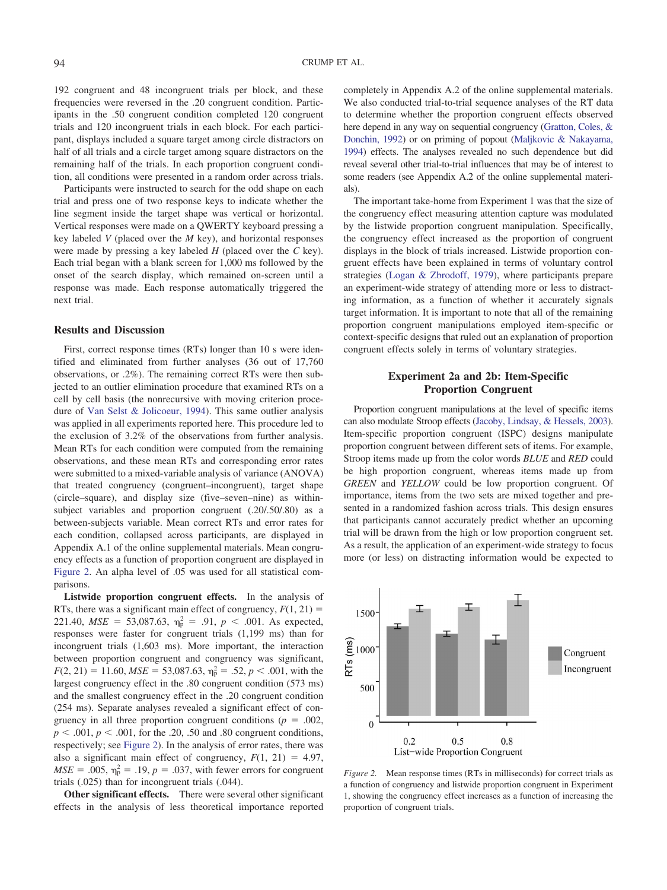192 congruent and 48 incongruent trials per block, and these frequencies were reversed in the .20 congruent condition. Participants in the .50 congruent condition completed 120 congruent trials and 120 incongruent trials in each block. For each participant, displays included a square target among circle distractors on half of all trials and a circle target among square distractors on the remaining half of the trials. In each proportion congruent condition, all conditions were presented in a random order across trials.

Participants were instructed to search for the odd shape on each trial and press one of two response keys to indicate whether the line segment inside the target shape was vertical or horizontal. Vertical responses were made on a QWERTY keyboard pressing a key labeled *V* (placed over the *M* key), and horizontal responses were made by pressing a key labeled *H* (placed over the *C* key). Each trial began with a blank screen for 1,000 ms followed by the onset of the search display, which remained on-screen until a response was made. Each response automatically triggered the next trial.

## Results and Discussion

First, correct response times (RTs) longer than 10 s were identified and eliminated from further analyses (36 out of 17,760 observations, or .2%). The remaining correct RTs were then subjected to an outlier elimination procedure that examined RTs on a cell by cell basis (the nonrecursive with moving criterion procedure of Van Selst & Jolicoeur, 1994). This same outlier analysis was applied in all experiments reported here. This procedure led to the exclusion of 3.2% of the observations from further analysis. Mean RTs for each condition were computed from the remaining observations, and these mean RTs and corresponding error rates were submitted to a mixed-variable analysis of variance (ANOVA) that treated congruency (congruent–incongruent), target shape (circle–square), and display size (five–seven–nine) as within-subject variables and proportion congruent (.20/.50/.80) as a between-subjects variable. Mean correct RTs and error rates for each condition, collapsed across participants, are displayed in Appendix A.1 of the online supplemental materials. Mean congruency effects as a function of proportion congruent are displayed in Figure 2. An alpha level of .05 was used for all statistical comparisons.

**Listwide proportion congruent effects.** In the analysis of RTs, there was a significant main effect of congruency, $F(1, 21) = 221.40$, $MSE = 53{,}087.63$, $\eta_p^2 = .91$, $p < .001$. As expected, responses were faster for congruent trials (1,199 ms) than for incongruent trials (1,603 ms). More important, the interaction between proportion congruent and congruency was significant, $F(2, 21) = 11.60$, $MSE = 53{,}087.63$, $\eta_p^2 = .52$, $p < .001$, with the largest congruency effect in the .80 congruent condition (573 ms) and the smallest congruency effect in the .20 congruent condition (254 ms). Separate analyses revealed a significant effect of congruency in all three proportion congruent conditions ($p = .002$, $p < .001$, $p < .001$, for the .20, .50 and .80 congruent conditions, respectively; see Figure 2). In the analysis of error rates, there was also a significant main effect of congruency, $F(1, 21) = 4.97$, $MSE = .005$, $\eta_p^2 = .19$, $p = .037$, with fewer errors for congruent trials (.025) than for incongruent trials (.044).

**Other significant effects.** There were several other significant effects in the analysis of less theoretical importance reported completely in Appendix A.2 of the online supplemental materials. We also conducted trial-to-trial sequence analyses of the RT data to determine whether the proportion congruent effects observed here depend in any way on sequential congruency (Gratton, Coles, & Donchin, 1992) or on priming of popout (Maljkovic & Nakayama, 1994) effects. The analyses revealed no such dependence but did reveal several other trial-to-trial influences that may be of interest to some readers (see Appendix A.2 of the online supplemental materials).

The important take-home from Experiment 1 was that the size of the congruency effect measuring attention capture was modulated by the listwide proportion congruent manipulation. Specifically, the congruency effect increased as the proportion of congruent displays in the block of trials increased. Listwide proportion congruent effects have been explained in terms of voluntary control strategies (Logan & Zbrodoff, 1979), where participants prepare an experiment-wide strategy of attending more or less to distracting information, as a function of whether it accurately signals target information. It is important to note that all of the remaining proportion congruent manipulations employed item-specific or context-specific designs that ruled out an explanation of proportion congruent effects solely in terms of voluntary strategies.

## Experiment 2a and 2b: Item-Specific Proportion Congruent

Proportion congruent manipulations at the level of specific items can also modulate Stroop effects (Jacoby, Lindsay, & Hessels, 2003). Item-specific proportion congruent (ISPC) designs manipulate proportion congruent between different sets of items. For example, Stroop items made up from the color words *BLUE* and *RED* could be high proportion congruent, whereas items made up from *GREEN* and *YELLOW* could be low proportion congruent. Of importance, items from the two sets are mixed together and presented in a randomized fashion across trials. This design ensures that participants cannot accurately predict whether an upcoming trial will be drawn from the high or low proportion congruent set. As a result, the application of an experiment-wide strategy to focus more (or less) on distracting information would be expected to

*Figure 2.* Mean response times (RTs in milliseconds) for correct trials as a function of congruency and listwide proportion congruent in Experiment 1, showing the congruency effect increases as a function of increasing the proportion of congruent trials.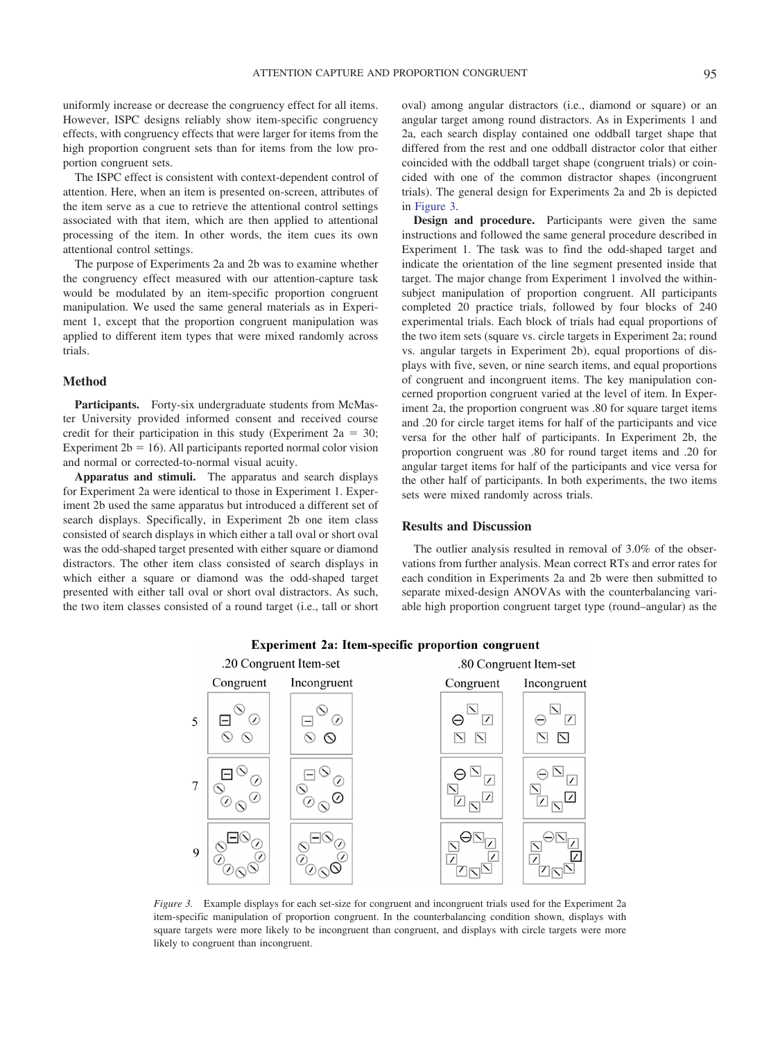uniformly increase or decrease the congruency effect for all items. However, ISPC designs reliably show item-specific congruency effects, with congruency effects that were larger for items from the high proportion congruent sets than for items from the low proportion congruent sets.

The ISPC effect is consistent with context-dependent control of attention. Here, when an item is presented on-screen, attributes of the item serve as a cue to retrieve the attentional control settings associated with that item, which are then applied to attentional processing of the item. In other words, the item cues its own attentional control settings.

The purpose of Experiments 2a and 2b was to examine whether the congruency effect measured with our attention-capture task would be modulated by an item-specific proportion congruent manipulation. We used the same general materials as in Experiment 1, except that the proportion congruent manipulation was applied to different item types that were mixed randomly across trials.

## Method

**Participants.** Forty-six undergraduate students from McMaster University provided informed consent and received course credit for their participation in this study (Experiment 2a = 30; Experiment 2b = 16). All participants reported normal color vision and normal or corrected-to-normal visual acuity.

**Apparatus and stimuli.** The apparatus and search displays for Experiment 2a were identical to those in Experiment 1. Experiment 2b used the same apparatus but introduced a different set of search displays. Specifically, in Experiment 2b one item class consisted of search displays in which either a tall oval or short oval was the odd-shaped target presented with either square or diamond distractors. The other item class consisted of search displays in which either a square or diamond was the odd-shaped target presented with either tall oval or short oval distractors. As such, the two item classes consisted of a round target (i.e., tall or short oval) among angular distractors (i.e., diamond or square) or an angular target among round distractors. As in Experiments 1 and 2a, each search display contained one oddball target shape that differed from the rest and one oddball distractor color that either coincided with the oddball target shape (congruent trials) or coincided with one of the common distractor shapes (incongruent trials). The general design for Experiments 2a and 2b is depicted in Figure 3.

**Design and procedure.** Participants were given the same instructions and followed the same general procedure described in Experiment 1. The task was to find the odd-shaped target and indicate the orientation of the line segment presented inside that target. The major change from Experiment 1 involved the within-subject manipulation of proportion congruent. All participants completed 20 practice trials, followed by four blocks of 240 experimental trials. Each block of trials had equal proportions of the two item sets (square vs. circle targets in Experiment 2a; round vs. angular targets in Experiment 2b), equal proportions of displays with five, seven, or nine search items, and equal proportions of congruent and incongruent items. The key manipulation concerned proportion congruent varied at the level of item. In Experiment 2a, the proportion congruent was .80 for square target items and .20 for circle target items for half of the participants and vice versa for the other half of participants. In Experiment 2b, the proportion congruent was .80 for round target items and .20 for angular target items for half of the participants and vice versa for the other half of participants. In both experiments, the two items sets were mixed randomly across trials.

## Results and Discussion

The outlier analysis resulted in removal of 3.0% of the observations from further analysis. Mean correct RTs and error rates for each condition in Experiments 2a and 2b were then submitted to separate mixed-design ANOVAs with the counterbalancing variable high proportion congruent target type (round–angular) as the

*Figure 3.* Example displays for each set-size for congruent and incongruent trials used for the Experiment 2a item-specific manipulation of proportion congruent. In the counterbalancing condition shown, displays with square targets were more likely to be incongruent than congruent, and displays with circle targets were more likely to congruent than incongruent.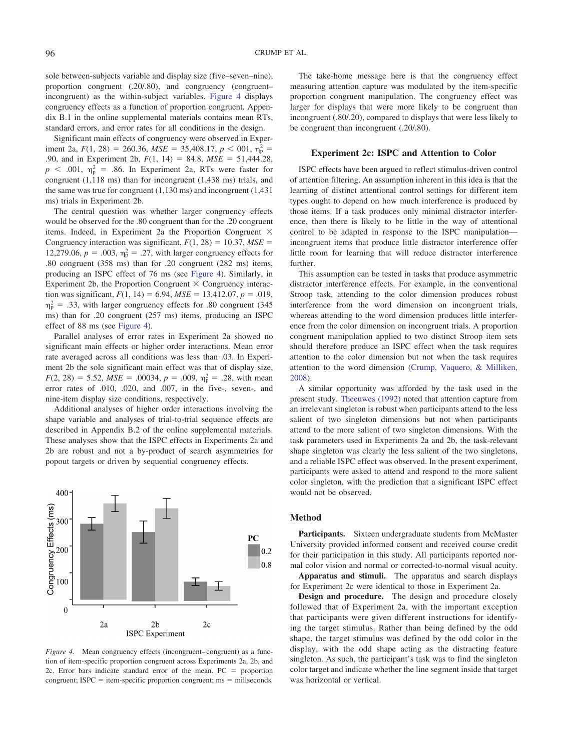sole between-subjects variable and display size (five–seven–nine), proportion congruent (.20/.80), and congruency (congruent–incongruent) as the within-subject variables. Figure 4 displays congruency effects as a function of proportion congruent. Appendix B.1 in the online supplemental materials contains mean RTs, standard errors, and error rates for all conditions in the design.

Significant main effects of congruency were observed in Experiment 2a, $F(1, 28) = 260.36$, $MSE = 35{,}408.17$, $p < 001$, $\eta_p^2 = .90$, and in Experiment 2b, $F(1, 14) = 84.8$, $MSE = 51{,}444.28$, $p < .001$, $\eta_p^2 = .86$. In Experiment 2a, RTs were faster for congruent (1,118 ms) than for incongruent (1,438 ms) trials, and the same was true for congruent (1,130 ms) and incongruent (1,431 ms) trials in Experiment 2b.

The central question was whether larger congruency effects would be observed for the .80 congruent than for the .20 congruent items. Indeed, in Experiment 2a the Proportion Congruent × Congruency interaction was significant, $F(1, 28) = 10.37$, $MSE = 12{,}279.06$, $p = .003$, $\eta_p^2 = .27$, with larger congruency effects for .80 congruent (358 ms) than for .20 congruent (282 ms) items, producing an ISPC effect of 76 ms (see Figure 4). Similarly, in Experiment 2b, the Proportion Congruent × Congruency interaction was significant, $F(1, 14) = 6.94$, $MSE = 13{,}412.07$, $p = .019$, $\eta_p^2 = .33$, with larger congruency effects for .80 congruent (345 ms) than for .20 congruent (257 ms) items, producing an ISPC effect of 88 ms (see Figure 4).

Parallel analyses of error rates in Experiment 2a showed no significant main effects or higher order interactions. Mean error rate averaged across all conditions was less than .03. In Experiment 2b the sole significant main effect was that of display size, $F(2, 28) = 5.52$, $MSE = .00034$, $p = .009$, $\eta_p^2 = .28$, with mean error rates of .010, .020, and .007, in the five-, seven-, and nine-item display size conditions, respectively.

Additional analyses of higher order interactions involving the shape variable and analyses of trial-to-trial sequence effects are described in Appendix B.2 of the online supplemental materials. These analyses show that the ISPC effects in Experiments 2a and 2b are robust and not a by-product of search asymmetries for popout targets or driven by sequential congruency effects.

*Figure 4.* Mean congruency effects (incongruent–congruent) as a function of item-specific proportion congruent across Experiments 2a, 2b, and 2c. Error bars indicate standard error of the mean. PC = proportion congruent; ISPC = item-specific proportion congruent; ms = millseconds.

The take-home message here is that the congruency effect measuring attention capture was modulated by the item-specific proportion congruent manipulation. The congruency effect was larger for displays that were more likely to be congruent than incongruent (.80/.20), compared to displays that were less likely to be congruent than incongruent (.20/.80).

## Experiment 2c: ISPC and Attention to Color

ISPC effects have been argued to reflect stimulus-driven control of attention filtering. An assumption inherent in this idea is that the learning of distinct attentional control settings for different item types ought to depend on how much interference is produced by those items. If a task produces only minimal distractor interference, then there is likely to be little in the way of attentional control to be adapted in response to the ISPC manipulation—incongruent items that produce little distractor interference offer little room for learning that will reduce distractor interference further.

This assumption can be tested in tasks that produce asymmetric distractor interference effects. For example, in the conventional Stroop task, attending to the color dimension produces robust interference from the word dimension on incongruent trials, whereas attending to the word dimension produces little interference from the color dimension on incongruent trials. A proportion congruent manipulation applied to two distinct Stroop item sets should therefore produce an ISPC effect when the task requires attention to the color dimension but not when the task requires attention to the word dimension (Crump, Vaquero, & Milliken, 2008).

A similar opportunity was afforded by the task used in the present study. Theeuwes (1992) noted that attention capture from an irrelevant singleton is robust when participants attend to the less salient of two singleton dimensions but not when participants attend to the more salient of two singleton dimensions. With the task parameters used in Experiments 2a and 2b, the task-relevant shape singleton was clearly the less salient of the two singletons, and a reliable ISPC effect was observed. In the present experiment, participants were asked to attend and respond to the more salient color singleton, with the prediction that a significant ISPC effect would not be observed.

### Method

**Participants.** Sixteen undergraduate students from McMaster University provided informed consent and received course credit for their participation in this study. All participants reported normal color vision and normal or corrected-to-normal visual acuity.

**Apparatus and stimuli.** The apparatus and search displays for Experiment 2c were identical to those in Experiment 2a.

**Design and procedure.** The design and procedure closely followed that of Experiment 2a, with the important exception that participants were given different instructions for identifying the target stimulus. Rather than being defined by the odd shape, the target stimulus was defined by the odd color in the display, with the odd shape acting as the distracting feature singleton. As such, the participant's task was to find the singleton color target and indicate whether the line segment inside that target was horizontal or vertical.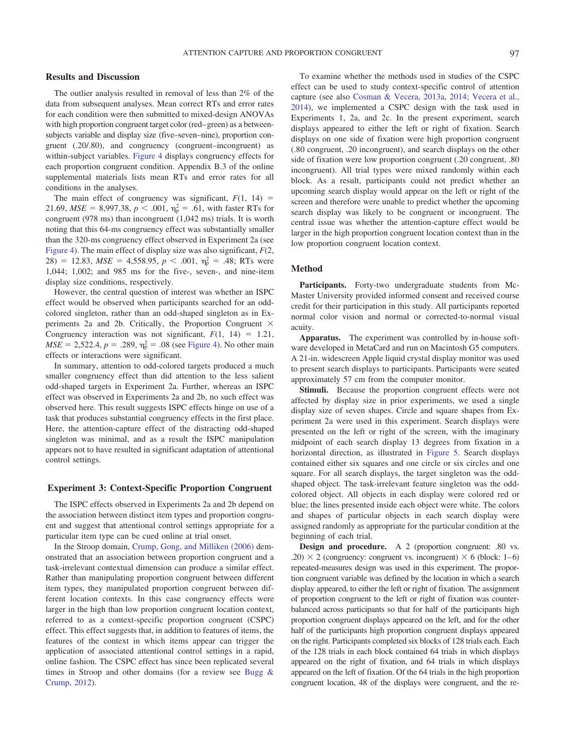## Results and Discussion

The outlier analysis resulted in removal of less than 2% of the data from subsequent analyses. Mean correct RTs and error rates for each condition were then submitted to mixed-design ANOVAs with high proportion congruent target color (red–green) as a between-subjects variable and display size (five–seven–nine), proportion congruent (.20/.80), and congruency (congruent–incongruent) as within-subject variables. Figure 4 displays congruency effects for each proportion congruent condition. Appendix B.3 of the online supplemental materials lists mean RTs and error rates for all conditions in the analyses.

The main effect of congruency was significant, $F(1, 14) = 21.69$, $MSE = 8{,}997.38$, $p < .001$, $\eta_p^2 = .61$, with faster RTs for congruent (978 ms) than incongruent (1,042 ms) trials. It is worth noting that this 64-ms congruency effect was substantially smaller than the 320-ms congruency effect observed in Experiment 2a (see Figure 4). The main effect of display size was also significant, $F(2, 28) = 12.83$, $MSE = 4{,}558.95$, $p < .001$, $\eta_p^2 = .48$; RTs were 1,044; 1,002; and 985 ms for the five-, seven-, and nine-item display size conditions, respectively.

However, the central question of interest was whether an ISPC effect would be observed when participants searched for an odd-colored singleton, rather than an odd-shaped singleton as in Experiments 2a and 2b. Critically, the Proportion Congruent × Congruency interaction was not significant, $F(1, 14) = 1.21$, $MSE = 2{,}522.4$, $p = .289$, $\eta_p^2 = .08$ (see Figure 4). No other main effects or interactions were significant.

In summary, attention to odd-colored targets produced a much smaller congruency effect than did attention to the less salient odd-shaped targets in Experiment 2a. Further, whereas an ISPC effect was observed in Experiments 2a and 2b, no such effect was observed here. This result suggests ISPC effects hinge on use of a task that produces substantial congruency effects in the first place. Here, the attention-capture effect of the distracting odd-shaped singleton was minimal, and as a result the ISPC manipulation appears not to have resulted in significant adaptation of attentional control settings.

## Experiment 3: Context-Specific Proportion Congruent

The ISPC effects observed in Experiments 2a and 2b depend on the association between distinct item types and proportion congruent and suggest that attentional control settings appropriate for a particular item type can be cued online at trial onset.

In the Stroop domain, Crump, Gong, and Milliken (2006) demonstrated that an association between proportion congruent and a task-irrelevant contextual dimension can produce a similar effect. Rather than manipulating proportion congruent between different item types, they manipulated proportion congruent between different location contexts. In this case congruency effects were larger in the high than low proportion congruent location context, referred to as a context-specific proportion congruent (CSPC) effect. This effect suggests that, in addition to features of items, the features of the context in which items appear can trigger the application of associated attentional control settings in a rapid, online fashion. The CSPC effect has since been replicated several times in Stroop and other domains (for a review see Bugg & Crump, 2012).

To examine whether the methods used in studies of the CSPC effect can be used to study context-specific control of attention capture (see also Cosman & Vecera, 2013a, 2014; Vecera et al., 2014), we implemented a CSPC design with the task used in Experiments 1, 2a, and 2c. In the present experiment, search displays appeared to either the left or right of fixation. Search displays on one side of fixation were high proportion congruent (.80 congruent, .20 incongruent), and search displays on the other side of fixation were low proportion congruent (.20 congruent, .80 incongruent). All trial types were mixed randomly within each block. As a result, participants could not predict whether an upcoming search display would appear on the left or right of the screen and therefore were unable to predict whether the upcoming search display was likely to be congruent or incongruent. The central issue was whether the attention-capture effect would be larger in the high proportion congruent location context than in the low proportion congruent location context.

## Method

**Participants.** Forty-two undergraduate students from McMaster University provided informed consent and received course credit for their participation in this study. All participants reported normal color vision and normal or corrected-to-normal visual acuity.

**Apparatus.** The experiment was controlled by in-house software developed in MetaCard and run on Macintosh G5 computers. A 21-in. widescreen Apple liquid crystal display monitor was used to present search displays to participants. Participants were seated approximately 57 cm from the computer monitor.

**Stimuli.** Because the proportion congruent effects were not affected by display size in prior experiments, we used a single display size of seven shapes. Circle and square shapes from Experiment 2a were used in this experiment. Search displays were presented on the left or right of the screen, with the imaginary midpoint of each search display 13 degrees from fixation in a horizontal direction, as illustrated in Figure 5. Search displays contained either six squares and one circle or six circles and one square. For all search displays, the target singleton was the odd-shaped object. The task-irrelevant feature singleton was the odd-colored object. All objects in each display were colored red or blue; the lines presented inside each object were white. The colors and shapes of particular objects in each search display were assigned randomly as appropriate for the particular condition at the beginning of each trial.

**Design and procedure.** A 2 (proportion congruent: .80 vs. .20) × 2 (congruency: congruent vs. incongruent) × 6 (block: 1–6) repeated-measures design was used in this experiment. The proportion congruent variable was defined by the location in which a search display appeared, to either the left or right of fixation. The assignment of proportion congruent to the left or right of fixation was counterbalanced across participants so that for half of the participants high proportion congruent displays appeared on the left, and for the other half of the participants high proportion congruent displays appeared on the right. Participants completed six blocks of 128 trials each. Each of the 128 trials in each block contained 64 trials in which displays appeared on the right of fixation, and 64 trials in which displays appeared on the left of fixation. Of the 64 trials in the high proportion congruent location, 48 of the displays were congruent, and the re-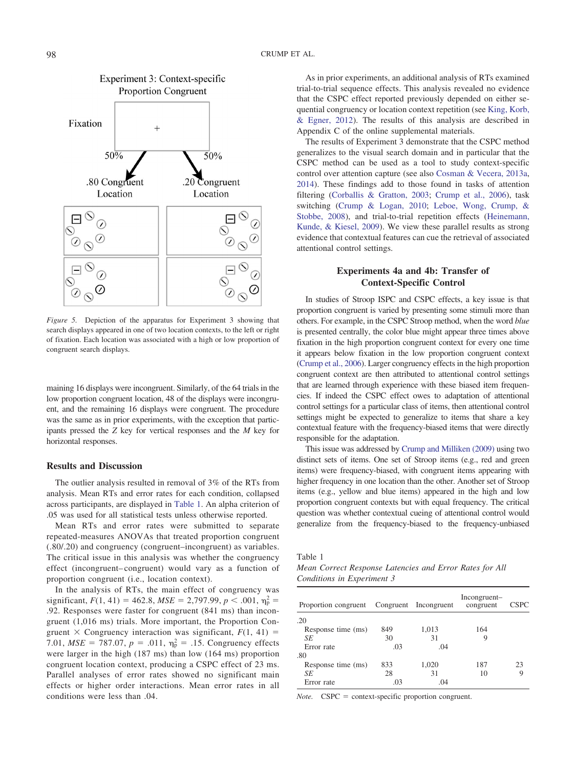*Figure 5.* Depiction of the apparatus for Experiment 3 showing that search displays appeared in one of two location contexts, to the left or right of fixation. Each location was associated with a high or low proportion of congruent search displays.

maining 16 displays were incongruent. Similarly, of the 64 trials in the low proportion congruent location, 48 of the displays were incongruent, and the remaining 16 displays were congruent. The procedure was the same as in prior experiments, with the exception that participants pressed the *Z* key for vertical responses and the *M* key for horizontal responses.

### Results and Discussion

The outlier analysis resulted in removal of 3% of the RTs from analysis. Mean RTs and error rates for each condition, collapsed across participants, are displayed in Table 1. An alpha criterion of .05 was used for all statistical tests unless otherwise reported.

Mean RTs and error rates were submitted to separate repeated-measures ANOVAs that treated proportion congruent (.80/.20) and congruency (congruent–incongruent) as variables. The critical issue in this analysis was whether the congruency effect (incongruent–congruent) would vary as a function of proportion congruent (i.e., location context).

In the analysis of RTs, the main effect of congruency was significant, $F(1, 41) = 462.8$, $MSE = 2{,}797.99$, $p < .001$, $\eta_p^2 = .92$. Responses were faster for congruent (841 ms) than incongruent (1,016 ms) trials. More important, the Proportion Congruent × Congruency interaction was significant, $F(1, 41) = 7.01$, $MSE = 787.07$, $p = .011$, $\eta_p^2 = .15$. Congruency effects were larger in the high (187 ms) than low (164 ms) proportion congruent location context, producing a CSPC effect of 23 ms. Parallel analyses of error rates showed no significant main effects or higher order interactions. Mean error rates in all conditions were less than .04.

As in prior experiments, an additional analysis of RTs examined trial-to-trial sequence effects. This analysis revealed no evidence that the CSPC effect reported previously depended on either sequential congruency or location context repetition (see King, Korb, & Egner, 2012). The results of this analysis are described in Appendix C of the online supplemental materials.

The results of Experiment 3 demonstrate that the CSPC method generalizes to the visual search domain and in particular that the CSPC method can be used as a tool to study context-specific control over attention capture (see also Cosman & Vecera, 2013a, 2014). These findings add to those found in tasks of attention filtering (Corballis & Gratton, 2003; Crump et al., 2006), task switching (Crump & Logan, 2010; Leboe, Wong, Crump, & Stobbe, 2008), and trial-to-trial repetition effects (Heinemann, Kunde, & Kiesel, 2009). We view these parallel results as strong evidence that contextual features can cue the retrieval of associated attentional control settings.

## Experiments 4a and 4b: Transfer of Context-Specific Control

In studies of Stroop ISPC and CSPC effects, a key issue is that proportion congruent is varied by presenting some stimuli more than others. For example, in the CSPC Stroop method, when the word *blue* is presented centrally, the color blue might appear three times above fixation in the high proportion congruent context for every one time it appears below fixation in the low proportion congruent context (Crump et al., 2006). Larger congruency effects in the high proportion congruent context are then attributed to attentional control settings that are learned through experience with these biased item frequencies. If indeed the CSPC effect owes to adaptation of attentional control settings for a particular class of items, then attentional control settings might be expected to generalize to items that share a key contextual feature with the frequency-biased items that were directly responsible for the adaptation.

This issue was addressed by Crump and Milliken (2009) using two distinct sets of items. One set of Stroop items (e.g., red and green items) were frequency-biased, with congruent items appearing with higher frequency in one location than the other. Another set of Stroop items (e.g., yellow and blue items) appeared in the high and low proportion congruent contexts but with equal frequency. The critical question was whether contextual cueing of attentional control would generalize from the frequency-biased to the frequency-unbiased

Table 1
*Mean Correct Response Latencies and Error Rates for All Conditions in Experiment 3*

| Proportion congruent | Congruent | Incongruent | Incongruent–congruent | CSPC |
|---|---|---|---|---|
| .20 | | | | |
| Response time (ms) | 849 | 1,013 | 164 | |
| *SE* | 30 | 31 | 9 | |
| Error rate | .03 | .04 | | |
| .80 | | | | |
| Response time (ms) | 833 | 1,020 | 187 | 23 |
| *SE* | 28 | 31 | 10 | 9 |
| Error rate | .03 | .04 | | |

*Note.* CSPC = context-specific proportion congruent.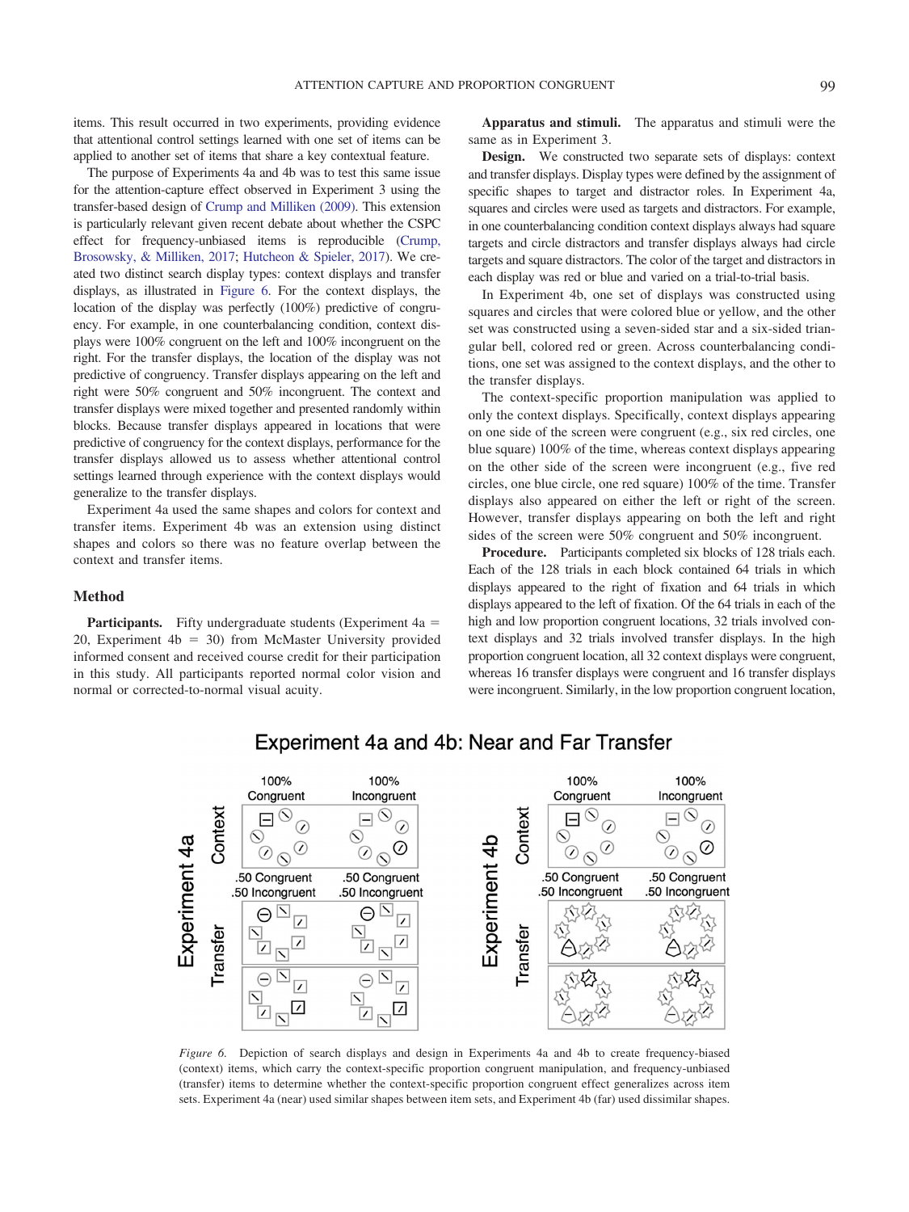items. This result occurred in two experiments, providing evidence that attentional control settings learned with one set of items can be applied to another set of items that share a key contextual feature.

The purpose of Experiments 4a and 4b was to test this same issue for the attention-capture effect observed in Experiment 3 using the transfer-based design of Crump and Milliken (2009). This extension is particularly relevant given recent debate about whether the CSPC effect for frequency-unbiased items is reproducible (Crump, Brosowsky, & Milliken, 2017; Hutcheon & Spieler, 2017). We created two distinct search display types: context displays and transfer displays, as illustrated in Figure 6. For the context displays, the location of the display was perfectly (100%) predictive of congruency. For example, in one counterbalancing condition, context displays were 100% congruent on the left and 100% incongruent on the right. For the transfer displays, the location of the display was not predictive of congruency. Transfer displays appearing on the left and right were 50% congruent and 50% incongruent. The context and transfer displays were mixed together and presented randomly within blocks. Because transfer displays appeared in locations that were predictive of congruency for the context displays, performance for the transfer displays allowed us to assess whether attentional control settings learned through experience with the context displays would generalize to the transfer displays.

Experiment 4a used the same shapes and colors for context and transfer items. Experiment 4b was an extension using distinct shapes and colors so there was no feature overlap between the context and transfer items.

## Method

**Participants.** Fifty undergraduate students (Experiment 4a = 20, Experiment 4b = 30) from McMaster University provided informed consent and received course credit for their participation in this study. All participants reported normal color vision and normal or corrected-to-normal visual acuity.

**Apparatus and stimuli.** The apparatus and stimuli were the same as in Experiment 3.

**Design.** We constructed two separate sets of displays: context and transfer displays. Display types were defined by the assignment of specific shapes to target and distractor roles. In Experiment 4a, squares and circles were used as targets and distractors. For example, in one counterbalancing condition context displays always had square targets and circle distractors and transfer displays always had circle targets and square distractors. The color of the target and distractors in each display was red or blue and varied on a trial-to-trial basis.

In Experiment 4b, one set of displays was constructed using squares and circles that were colored blue or yellow, and the other set was constructed using a seven-sided star and a six-sided triangular bell, colored red or green. Across counterbalancing conditions, one set was assigned to the context displays, and the other to the transfer displays.

The context-specific proportion manipulation was applied to only the context displays. Specifically, context displays appearing on one side of the screen were congruent (e.g., six red circles, one blue square) 100% of the time, whereas context displays appearing on the other side of the screen were incongruent (e.g., five red circles, one blue circle, one red square) 100% of the time. Transfer displays also appeared on either the left or right of the screen. However, transfer displays appearing on both the left and right sides of the screen were 50% congruent and 50% incongruent.

**Procedure.** Participants completed six blocks of 128 trials each. Each of the 128 trials in each block contained 64 trials in which displays appeared to the right of fixation and 64 trials in which displays appeared to the left of fixation. Of the 64 trials in each of the high and low proportion congruent locations, 32 trials involved context displays and 32 trials involved transfer displays. In the high proportion congruent location, all 32 context displays were congruent, whereas 16 transfer displays were congruent and 16 transfer displays were incongruent. Similarly, in the low proportion congruent location,

*Figure 6.* Depiction of search displays and design in Experiments 4a and 4b to create frequency-biased (context) items, which carry the context-specific proportion congruent manipulation, and frequency-unbiased (transfer) items to determine whether the context-specific proportion congruent effect generalizes across item sets. Experiment 4a (near) used similar shapes between item sets, and Experiment 4b (far) used dissimilar shapes.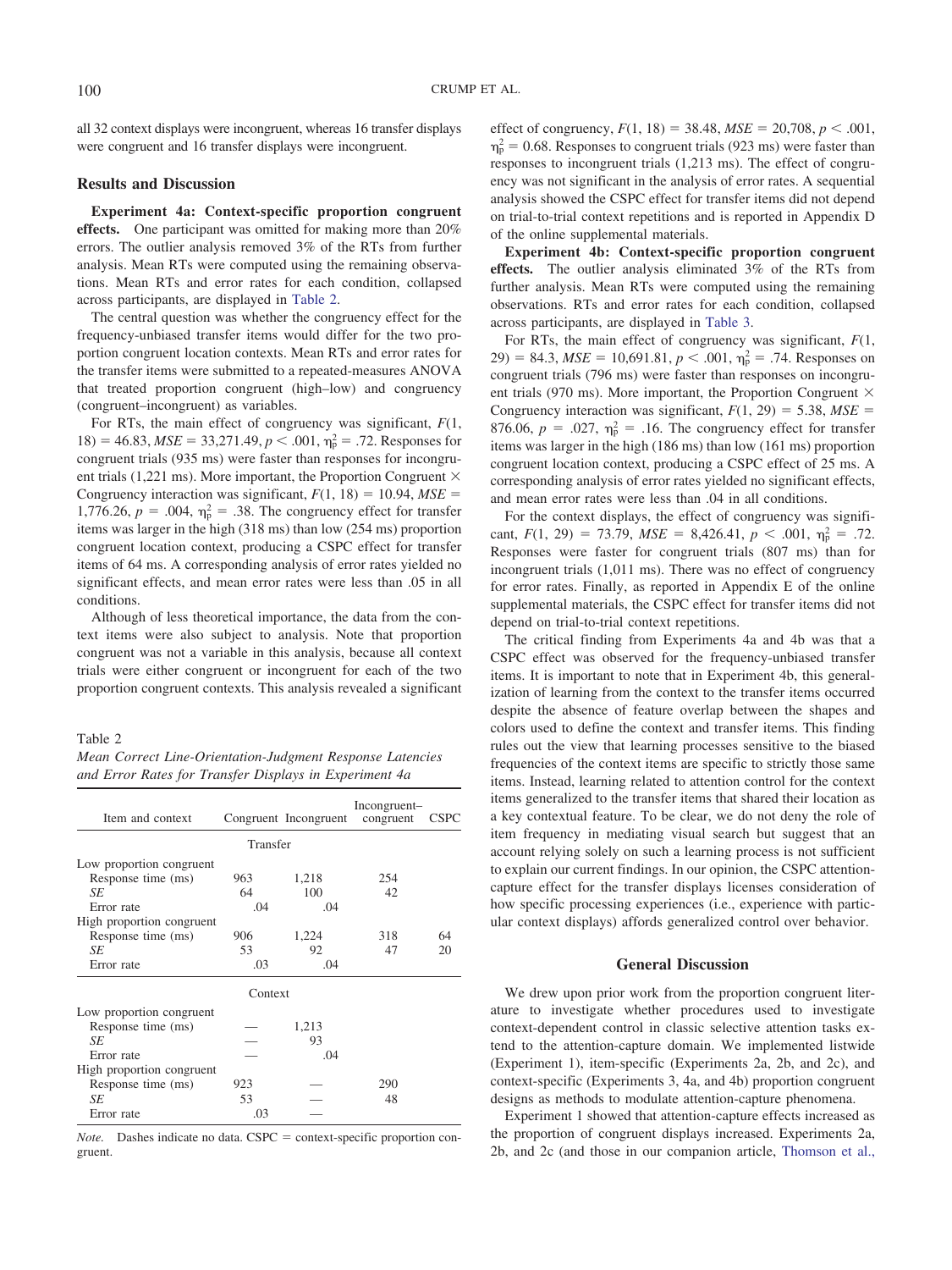all 32 context displays were incongruent, whereas 16 transfer displays were congruent and 16 transfer displays were incongruent.

## Results and Discussion

**Experiment 4a: Context-specific proportion congruent effects.** One participant was omitted for making more than 20% errors. The outlier analysis removed 3% of the RTs from further analysis. Mean RTs were computed using the remaining observations. Mean RTs and error rates for each condition, collapsed across participants, are displayed in Table 2.

The central question was whether the congruency effect for the frequency-unbiased transfer items would differ for the two proportion congruent location contexts. Mean RTs and error rates for the transfer items were submitted to a repeated-measures ANOVA that treated proportion congruent (high–low) and congruency (congruent–incongruent) as variables.

For RTs, the main effect of congruency was significant, $F(1, 18) = 46.83$, $MSE = 33{,}271.49$, $p < .001$, $\eta_p^2 = .72$. Responses for congruent trials (935 ms) were faster than responses for incongruent trials (1,221 ms). More important, the Proportion Congruent × Congruency interaction was significant, $F(1, 18) = 10.94$, $MSE = 1{,}776.26$, $p = .004$, $\eta_p^2 = .38$. The congruency effect for transfer items was larger in the high (318 ms) than low (254 ms) proportion congruent location context, producing a CSPC effect for transfer items of 64 ms. A corresponding analysis of error rates yielded no significant effects, and mean error rates were less than .05 in all conditions.

Although of less theoretical importance, the data from the context items were also subject to analysis. Note that proportion congruent was not a variable in this analysis, because all context trials were either congruent or incongruent for each of the two proportion congruent contexts. This analysis revealed a significant effect of congruency, $F(1, 18) = 38.48$, $MSE = 20{,}708$, $p < .001$, $\eta_p^2 = 0.68$. Responses to congruent trials (923 ms) were faster than responses to incongruent trials (1,213 ms). The effect of congruency was not significant in the analysis of error rates. A sequential analysis showed the CSPC effect for transfer items did not depend on trial-to-trial context repetitions and is reported in Appendix D of the online supplemental materials.

Table 2
*Mean Correct Line-Orientation-Judgment Response Latencies and Error Rates for Transfer Displays in Experiment 4a*

| Item and context | Congruent | Incongruent | Incongruent–congruent | CSPC |
|---|---|---|---|---|
| | Transfer | | | |
| Low proportion congruent | | | | |
| Response time (ms) | 963 | 1,218 | 254 | |
| *SE* | 64 | 100 | 42 | |
| Error rate | .04 | .04 | | |
| High proportion congruent | | | | |
| Response time (ms) | 906 | 1,224 | 318 | 64 |
| *SE* | 53 | 92 | 47 | 20 |
| Error rate | .03 | .04 | | |
| | Context | | | |
| Low proportion congruent | | | | |
| Response time (ms) | — | 1,213 | | |
| *SE* | — | 93 | | |
| Error rate | — | .04 | | |
| High proportion congruent | | | | |
| Response time (ms) | 923 | — | 290 | |
| *SE* | 53 | — | 48 | |
| Error rate | .03 | — | | |

*Note.* Dashes indicate no data. CSPC = context-specific proportion congruent.

**Experiment 4b: Context-specific proportion congruent effects.** The outlier analysis eliminated 3% of the RTs from further analysis. Mean RTs were computed using the remaining observations. RTs and error rates for each condition, collapsed across participants, are displayed in Table 3.

For RTs, the main effect of congruency was significant, $F(1, 29) = 84.3$, $MSE = 10{,}691.81$, $p < .001$, $\eta_p^2 = .74$. Responses on congruent trials (796 ms) were faster than responses on incongruent trials (970 ms). More important, the Proportion Congruent × Congruency interaction was significant, $F(1, 29) = 5.38$, $MSE = 876.06$, $p = .027$, $\eta_p^2 = .16$. The congruency effect for transfer items was larger in the high (186 ms) than low (161 ms) proportion congruent location context, producing a CSPC effect of 25 ms. A corresponding analysis of error rates yielded no significant effects, and mean error rates were less than .04 in all conditions.

For the context displays, the effect of congruency was significant, $F(1, 29) = 73.79$, $MSE = 8{,}426.41$, $p < .001$, $\eta_p^2 = .72$. Responses were faster for congruent trials (807 ms) than for incongruent trials (1,011 ms). There was no effect of congruency for error rates. Finally, as reported in Appendix E of the online supplemental materials, the CSPC effect for transfer items did not depend on trial-to-trial context repetitions.

The critical finding from Experiments 4a and 4b was that a CSPC effect was observed for the frequency-unbiased transfer items. It is important to note that in Experiment 4b, this generalization of learning from the context to the transfer items occurred despite the absence of feature overlap between the shapes and colors used to define the context and transfer items. This finding rules out the view that learning processes sensitive to the biased frequencies of the context items are specific to strictly those same items. Instead, learning related to attention control for the context items generalized to the transfer items that shared their location as a key contextual feature. To be clear, we do not deny the role of item frequency in mediating visual search but suggest that an account relying solely on such a learning process is not sufficient to explain our current findings. In our opinion, the CSPC attention-capture effect for the transfer displays licenses consideration of how specific processing experiences (i.e., experience with particular context displays) affords generalized control over behavior.

## General Discussion

We drew upon prior work from the proportion congruent literature to investigate whether procedures used to investigate context-dependent control in classic selective attention tasks extend to the attention-capture domain. We implemented listwide (Experiment 1), item-specific (Experiments 2a, 2b, and 2c), and context-specific (Experiments 3, 4a, and 4b) proportion congruent designs as methods to modulate attention-capture phenomena.

Experiment 1 showed that attention-capture effects increased as the proportion of congruent displays increased. Experiments 2a, 2b, and 2c (and those in our companion article, Thomson et al.,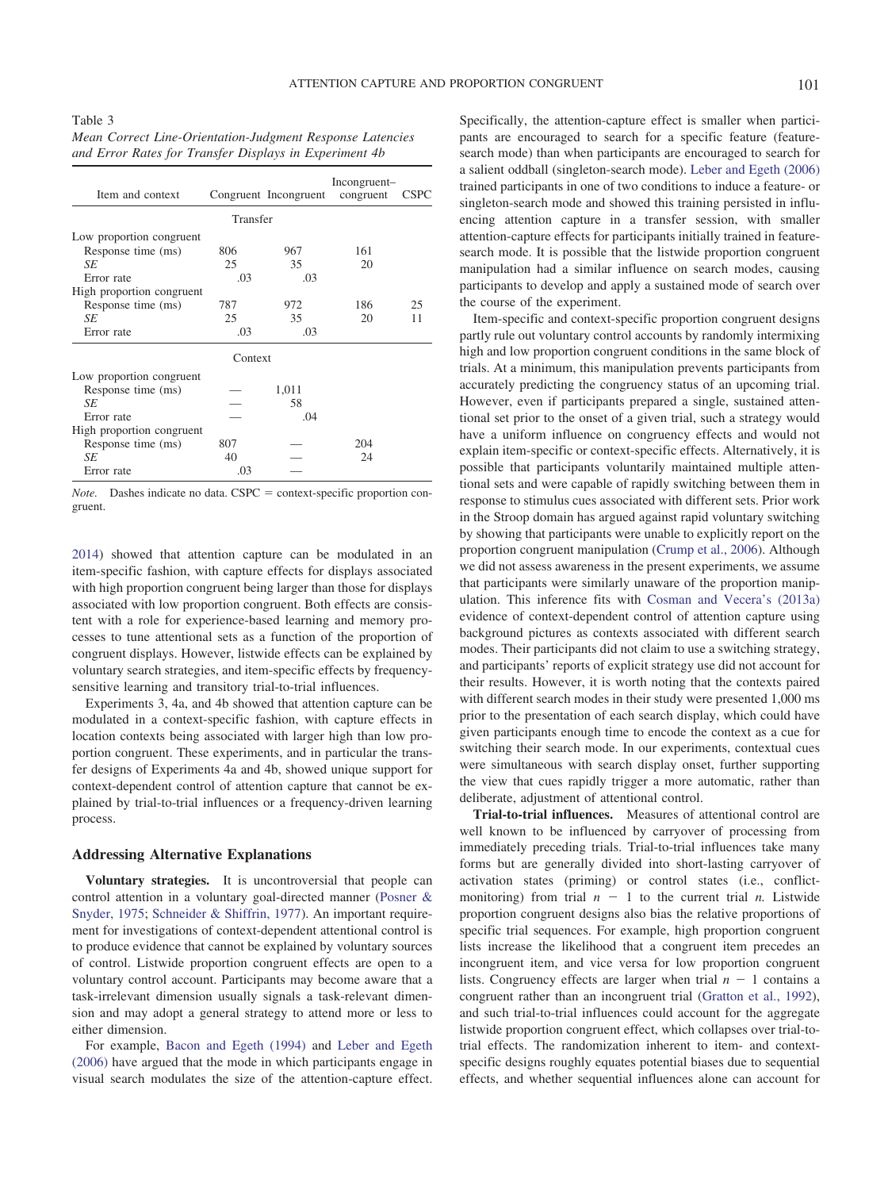Table 3
*Mean Correct Line-Orientation-Judgment Response Latencies and Error Rates for Transfer Displays in Experiment 4b*

| Item and context | Congruent | Incongruent | Incongruent–congruent | CSPC |
|---|---|---|---|---|
| | Transfer | | | |
| Low proportion congruent | | | | |
| Response time (ms) | 806 | 967 | 161 | |
| *SE* | 25 | 35 | 20 | |
| Error rate | .03 | .03 | | |
| High proportion congruent | | | | |
| Response time (ms) | 787 | 972 | 186 | 25 |
| *SE* | 25 | 35 | 20 | 11 |
| Error rate | .03 | .03 | | |
| | Context | | | |
| Low proportion congruent | | | | |
| Response time (ms) | — | 1,011 | | |
| *SE* | — | 58 | | |
| Error rate | — | .04 | | |
| High proportion congruent | | | | |
| Response time (ms) | 807 | — | 204 | |
| *SE* | 40 | — | 24 | |
| Error rate | .03 | — | | |

*Note.* Dashes indicate no data. CSPC = context-specific proportion congruent.

2014) showed that attention capture can be modulated in an item-specific fashion, with capture effects for displays associated with high proportion congruent being larger than those for displays associated with low proportion congruent. Both effects are consistent with a role for experience-based learning and memory processes to tune attentional sets as a function of the proportion of congruent displays. However, listwide effects can be explained by voluntary search strategies, and item-specific effects by frequency-sensitive learning and transitory trial-to-trial influences.

Experiments 3, 4a, and 4b showed that attention capture can be modulated in a context-specific fashion, with capture effects in location contexts being associated with larger high than low proportion congruent. These experiments, and in particular the transfer designs of Experiments 4a and 4b, showed unique support for context-dependent control of attention capture that cannot be explained by trial-to-trial influences or a frequency-driven learning process.

## Addressing Alternative Explanations

**Voluntary strategies.** It is uncontroversial that people can control attention in a voluntary goal-directed manner (Posner & Snyder, 1975; Schneider & Shiffrin, 1977). An important requirement for investigations of context-dependent attentional control is to produce evidence that cannot be explained by voluntary sources of control. Listwide proportion congruent effects are open to a voluntary control account. Participants may become aware that a task-irrelevant dimension usually signals a task-relevant dimension and may adopt a general strategy to attend more or less to either dimension.

For example, Bacon and Egeth (1994) and Leber and Egeth (2006) have argued that the mode in which participants engage in visual search modulates the size of the attention-capture effect. Specifically, the attention-capture effect is smaller when participants are encouraged to search for a specific feature (feature-search mode) than when participants are encouraged to search for a salient oddball (singleton-search mode). Leber and Egeth (2006) trained participants in one of two conditions to induce a feature- or singleton-search mode and showed this training persisted in influencing attention capture in a transfer session, with smaller attention-capture effects for participants initially trained in feature-search mode. It is possible that the listwide proportion congruent manipulation had a similar influence on search modes, causing participants to develop and apply a sustained mode of search over the course of the experiment.

Item-specific and context-specific proportion congruent designs partly rule out voluntary control accounts by randomly intermixing high and low proportion congruent conditions in the same block of trials. At a minimum, this manipulation prevents participants from accurately predicting the congruency status of an upcoming trial. However, even if participants prepared a single, sustained attentional set prior to the onset of a given trial, such a strategy would have a uniform influence on congruency effects and would not explain item-specific or context-specific effects. Alternatively, it is possible that participants voluntarily maintained multiple attentional sets and were capable of rapidly switching between them in response to stimulus cues associated with different sets. Prior work in the Stroop domain has argued against rapid voluntary switching by showing that participants were unable to explicitly report on the proportion congruent manipulation (Crump et al., 2006). Although we did not assess awareness in the present experiments, we assume that participants were similarly unaware of the proportion manipulation. This inference fits with Cosman and Vecera's (2013a) evidence of context-dependent control of attention capture using background pictures as contexts associated with different search modes. Their participants did not claim to use a switching strategy, and participants' reports of explicit strategy use did not account for their results. However, it is worth noting that the contexts paired with different search modes in their study were presented 1,000 ms prior to the presentation of each search display, which could have given participants enough time to encode the context as a cue for switching their search mode. In our experiments, contextual cues were simultaneous with search display onset, further supporting the view that cues rapidly trigger a more automatic, rather than deliberate, adjustment of attentional control.

**Trial-to-trial influences.** Measures of attentional control are well known to be influenced by carryover of processing from immediately preceding trials. Trial-to-trial influences take many forms but are generally divided into short-lasting carryover of activation states (priming) or control states (i.e., conflict-monitoring) from trial $n - 1$ to the current trial $n$. Listwide proportion congruent designs also bias the relative proportions of specific trial sequences. For example, high proportion congruent lists increase the likelihood that a congruent item precedes an incongruent item, and vice versa for low proportion congruent lists. Congruency effects are larger when trial $n - 1$ contains a congruent rather than an incongruent trial (Gratton et al., 1992), and such trial-to-trial influences could account for the aggregate listwide proportion congruent effect, which collapses over trial-to-trial effects. The randomization inherent to item- and context-specific designs roughly equates potential biases due to sequential effects, and whether sequential influences alone can account for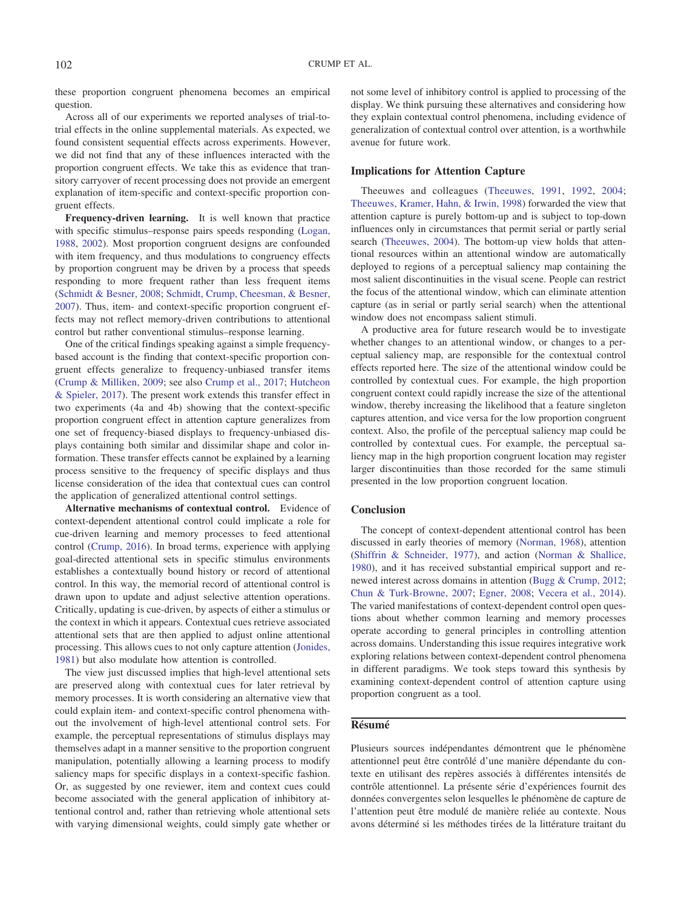these proportion congruent phenomena becomes an empirical question.

Across all of our experiments we reported analyses of trial-to-trial effects in the online supplemental materials. As expected, we found consistent sequential effects across experiments. However, we did not find that any of these influences interacted with the proportion congruent effects. We take this as evidence that transitory carryover of recent processing does not provide an emergent explanation of item-specific and context-specific proportion congruent effects.

**Frequency-driven learning.** It is well known that practice with specific stimulus–response pairs speeds responding (Logan, 1988, 2002). Most proportion congruent designs are confounded with item frequency, and thus modulations to congruency effects by proportion congruent may be driven by a process that speeds responding to more frequent rather than less frequent items (Schmidt & Besner, 2008; Schmidt, Crump, Cheesman, & Besner, 2007). Thus, item- and context-specific proportion congruent effects may not reflect memory-driven contributions to attentional control but rather conventional stimulus–response learning.

One of the critical findings speaking against a simple frequency-based account is the finding that context-specific proportion congruent effects generalize to frequency-unbiased transfer items (Crump & Milliken, 2009; see also Crump et al., 2017; Hutcheon & Spieler, 2017). The present work extends this transfer effect in two experiments (4a and 4b) showing that the context-specific proportion congruent effect in attention capture generalizes from one set of frequency-biased displays to frequency-unbiased displays containing both similar and dissimilar shape and color information. These transfer effects cannot be explained by a learning process sensitive to the frequency of specific displays and thus license consideration of the idea that contextual cues can control the application of generalized attentional control settings.

**Alternative mechanisms of contextual control.** Evidence of context-dependent attentional control could implicate a role for cue-driven learning and memory processes to feed attentional control (Crump, 2016). In broad terms, experience with applying goal-directed attentional sets in specific stimulus environments establishes a contextually bound history or record of attentional control. In this way, the memorial record of attentional control is drawn upon to update and adjust selective attention operations. Critically, updating is cue-driven, by aspects of either a stimulus or the context in which it appears. Contextual cues retrieve associated attentional sets that are then applied to adjust online attentional processing. This allows cues to not only capture attention (Jonides, 1981) but also modulate how attention is controlled.

The view just discussed implies that high-level attentional sets are preserved along with contextual cues for later retrieval by memory processes. It is worth considering an alternative view that could explain item- and context-specific control phenomena without the involvement of high-level attentional control sets. For example, the perceptual representations of stimulus displays may themselves adapt in a manner sensitive to the proportion congruent manipulation, potentially allowing a learning process to modify saliency maps for specific displays in a context-specific fashion. Or, as suggested by one reviewer, item and context cues could become associated with the general application of inhibitory attentional control and, rather than retrieving whole attentional sets with varying dimensional weights, could simply gate whether or not some level of inhibitory control is applied to processing of the display. We think pursuing these alternatives and considering how they explain contextual control phenomena, including evidence of generalization of contextual control over attention, is a worthwhile avenue for future work.

### Implications for Attention Capture

Theeuwes and colleagues (Theeuwes, 1991, 1992, 2004; Theeuwes, Kramer, Hahn, & Irwin, 1998) forwarded the view that attention capture is purely bottom-up and is subject to top-down influences only in circumstances that permit serial or partly serial search (Theeuwes, 2004). The bottom-up view holds that attentional resources within an attentional window are automatically deployed to regions of a perceptual saliency map containing the most salient discontinuities in the visual scene. People can restrict the focus of the attentional window, which can eliminate attention capture (as in serial or partly serial search) when the attentional window does not encompass salient stimuli.

A productive area for future research would be to investigate whether changes to an attentional window, or changes to a perceptual saliency map, are responsible for the contextual control effects reported here. The size of the attentional window could be controlled by contextual cues. For example, the high proportion congruent context could rapidly increase the size of the attentional window, thereby increasing the likelihood that a feature singleton captures attention, and vice versa for the low proportion congruent context. Also, the profile of the perceptual saliency map could be controlled by contextual cues. For example, the perceptual saliency map in the high proportion congruent location may register larger discontinuities than those recorded for the same stimuli presented in the low proportion congruent location.

### Conclusion

The concept of context-dependent attentional control has been discussed in early theories of memory (Norman, 1968), attention (Shiffrin & Schneider, 1977), and action (Norman & Shallice, 1980), and it has received substantial empirical support and renewed interest across domains in attention (Bugg & Crump, 2012; Chun & Turk-Browne, 2007; Egner, 2008; Vecera et al., 2014). The varied manifestations of context-dependent control open questions about whether common learning and memory processes operate according to general principles in controlling attention across domains. Understanding this issue requires integrative work exploring relations between context-dependent control phenomena in different paradigms. We took steps toward this synthesis by examining context-dependent control of attention capture using proportion congruent as a tool.

## Résumé

Plusieurs sources indépendantes démontrent que le phénomène attentionnel peut être contrôlé d'une manière dépendante du contexte en utilisant des repères associés à différentes intensités de contrôle attentionnel. La présente série d'expériences fournit des données convergentes selon lesquelles le phénomène de capture de l'attention peut être modulé de manière reliée au contexte. Nous avons déterminé si les méthodes tirées de la littérature traitant du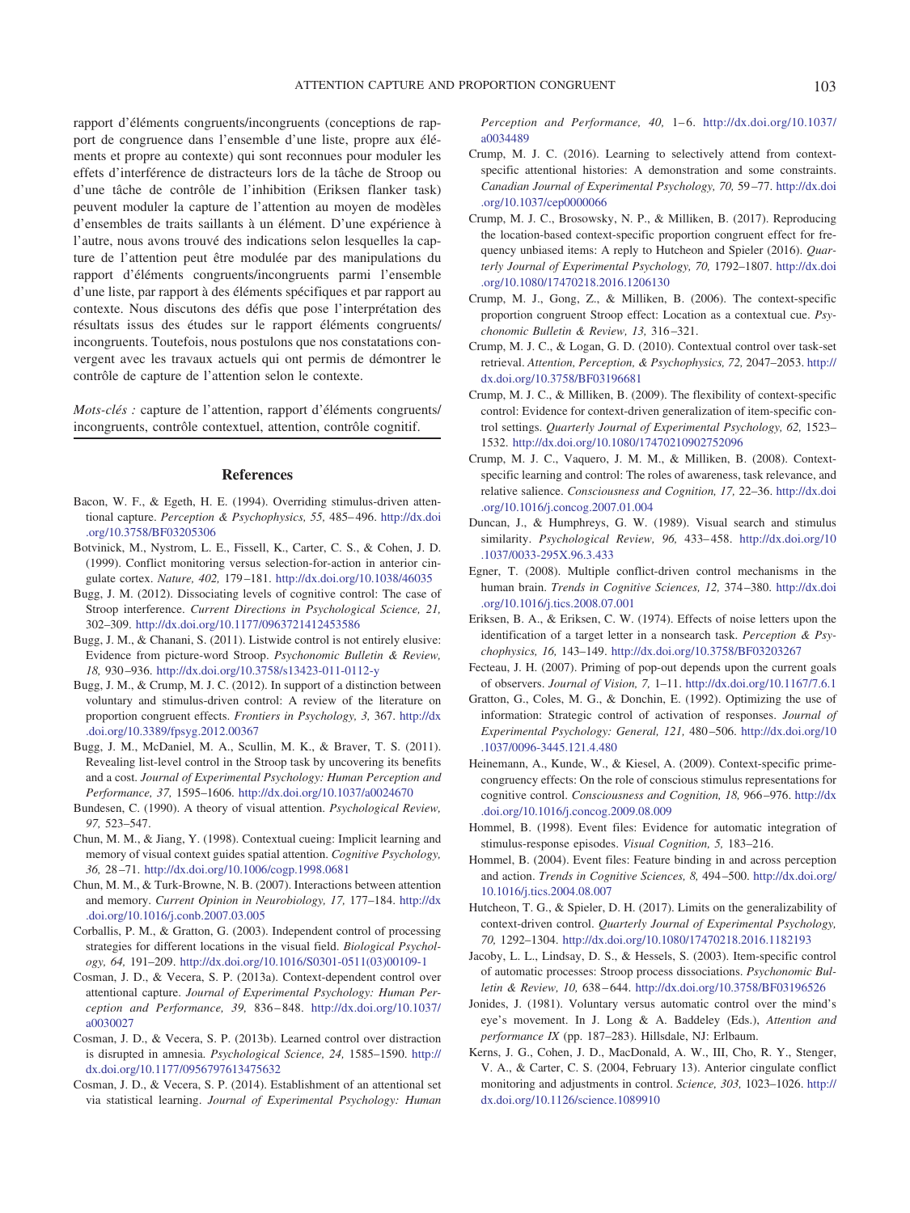rapport d'éléments congruents/incongruents (conceptions de rapport de congruence dans l'ensemble d'une liste, propre aux éléments et propre au contexte) qui sont reconnues pour moduler les effets d'interférence de distracteurs lors de la tâche de Stroop ou d'une tâche de contrôle de l'inhibition (Eriksen flanker task) peuvent moduler la capture de l'attention au moyen de modèles d'ensembles de traits saillants à un élément. D'une expérience à l'autre, nous avons trouvé des indications selon lesquelles la capture de l'attention peut être modulée par des manipulations du rapport d'éléments congruents/incongruents parmi l'ensemble d'une liste, par rapport à des éléments spécifiques et par rapport au contexte. Nous discutons des défis que pose l'interprétation des résultats issus des études sur le rapport éléments congruents/incongruents. Toutefois, nous postulons que nos constatations convergent avec les travaux actuels qui ont permis de démontrer le contrôle de capture de l'attention selon le contexte.

*Mots-clés :* capture de l'attention, rapport d'éléments congruents/incongruents, contrôle contextuel, attention, contrôle cognitif.

## References

Bacon, W. F., & Egeth, H. E. (1994). Overriding stimulus-driven attentional capture. *Perception & Psychophysics, 55,* 485–496. http://dx.doi.org/10.3758/BF03205306

Botvinick, M., Nystrom, L. E., Fissell, K., Carter, C. S., & Cohen, J. D. (1999). Conflict monitoring versus selection-for-action in anterior cingulate cortex. *Nature, 402,* 179–181. http://dx.doi.org/10.1038/46035

Bugg, J. M. (2012). Dissociating levels of cognitive control: The case of Stroop interference. *Current Directions in Psychological Science, 21,* 302–309. http://dx.doi.org/10.1177/0963721412453586

Bugg, J. M., & Chanani, S. (2011). Listwide control is not entirely elusive: Evidence from picture-word Stroop. *Psychonomic Bulletin & Review, 18,* 930–936. http://dx.doi.org/10.3758/s13423-011-0112-y

Bugg, J. M., & Crump, M. J. C. (2012). In support of a distinction between voluntary and stimulus-driven control: A review of the literature on proportion congruent effects. *Frontiers in Psychology, 3,* 367. http://dx.doi.org/10.3389/fpsyg.2012.00367

Bugg, J. M., McDaniel, M. A., Scullin, M. K., & Braver, T. S. (2011). Revealing list-level control in the Stroop task by uncovering its benefits and a cost. *Journal of Experimental Psychology: Human Perception and Performance, 37,* 1595–1606. http://dx.doi.org/10.1037/a0024670

Bundesen, C. (1990). A theory of visual attention. *Psychological Review, 97,* 523–547.

Chun, M. M., & Jiang, Y. (1998). Contextual cueing: Implicit learning and memory of visual context guides spatial attention. *Cognitive Psychology, 36,* 28–71. http://dx.doi.org/10.1006/cogp.1998.0681

Chun, M. M., & Turk-Browne, N. B. (2007). Interactions between attention and memory. *Current Opinion in Neurobiology, 17,* 177–184. http://dx.doi.org/10.1016/j.conb.2007.03.005

Corballis, P. M., & Gratton, G. (2003). Independent control of processing strategies for different locations in the visual field. *Biological Psychology, 64,* 191–209. http://dx.doi.org/10.1016/S0301-0511(03)00109-1

Cosman, J. D., & Vecera, S. P. (2013a). Context-dependent control over attentional capture. *Journal of Experimental Psychology: Human Perception and Performance, 39,* 836–848. http://dx.doi.org/10.1037/a0030027

Cosman, J. D., & Vecera, S. P. (2013b). Learned control over distraction is disrupted in amnesia. *Psychological Science, 24,* 1585–1590. http://dx.doi.org/10.1177/0956797613475632

Cosman, J. D., & Vecera, S. P. (2014). Establishment of an attentional set via statistical learning. *Journal of Experimental Psychology: Human Perception and Performance, 40,* 1–6. http://dx.doi.org/10.1037/a0034489

Crump, M. J. C. (2016). Learning to selectively attend from context-specific attentional histories: A demonstration and some constraints. *Canadian Journal of Experimental Psychology, 70,* 59–77. http://dx.doi.org/10.1037/cep0000066

Crump, M. J. C., Brosowsky, N. P., & Milliken, B. (2017). Reproducing the location-based context-specific proportion congruent effect for frequency unbiased items: A reply to Hutcheon and Spieler (2016). *Quarterly Journal of Experimental Psychology, 70,* 1792–1807. http://dx.doi.org/10.1080/17470218.2016.1206130

Crump, M. J., Gong, Z., & Milliken, B. (2006). The context-specific proportion congruent Stroop effect: Location as a contextual cue. *Psychonomic Bulletin & Review, 13,* 316–321.

Crump, M. J. C., & Logan, G. D. (2010). Contextual control over task-set retrieval. *Attention, Perception, & Psychophysics, 72,* 2047–2053. http://dx.doi.org/10.3758/BF03196681

Crump, M. J. C., & Milliken, B. (2009). The flexibility of context-specific control: Evidence for context-driven generalization of item-specific control settings. *Quarterly Journal of Experimental Psychology, 62,* 1523–1532. http://dx.doi.org/10.1080/17470210902752096

Crump, M. J. C., Vaquero, J. M. M., & Milliken, B. (2008). Context-specific learning and control: The roles of awareness, task relevance, and relative salience. *Consciousness and Cognition, 17,* 22–36. http://dx.doi.org/10.1016/j.concog.2007.01.004

Duncan, J., & Humphreys, G. W. (1989). Visual search and stimulus similarity. *Psychological Review, 96,* 433–458. http://dx.doi.org/10.1037/0033-295X.96.3.433

Egner, T. (2008). Multiple conflict-driven control mechanisms in the human brain. *Trends in Cognitive Sciences, 12,* 374–380. http://dx.doi.org/10.1016/j.tics.2008.07.001

Eriksen, B. A., & Eriksen, C. W. (1974). Effects of noise letters upon the identification of a target letter in a nonsearch task. *Perception & Psychophysics, 16,* 143–149. http://dx.doi.org/10.3758/BF03203267

Fecteau, J. H. (2007). Priming of pop-out depends upon the current goals of observers. *Journal of Vision, 7,* 1–11. http://dx.doi.org/10.1167/7.6.1

Gratton, G., Coles, M. G., & Donchin, E. (1992). Optimizing the use of information: Strategic control of activation of responses. *Journal of Experimental Psychology: General, 121,* 480–506. http://dx.doi.org/10.1037/0096-3445.121.4.480

Heinemann, A., Kunde, W., & Kiesel, A. (2009). Context-specific prime-congruency effects: On the role of conscious stimulus representations for cognitive control. *Consciousness and Cognition, 18,* 966–976. http://dx.doi.org/10.1016/j.concog.2009.08.009

Hommel, B. (1998). Event files: Evidence for automatic integration of stimulus-response episodes. *Visual Cognition, 5,* 183–216.

Hommel, B. (2004). Event files: Feature binding in and across perception and action. *Trends in Cognitive Sciences, 8,* 494–500. http://dx.doi.org/10.1016/j.tics.2004.08.007

Hutcheon, T. G., & Spieler, D. H. (2017). Limits on the generalizability of context-driven control. *Quarterly Journal of Experimental Psychology, 70,* 1292–1304. http://dx.doi.org/10.1080/17470218.2016.1182193

Jacoby, L. L., Lindsay, D. S., & Hessels, S. (2003). Item-specific control of automatic processes: Stroop process dissociations. *Psychonomic Bulletin & Review, 10,* 638–644. http://dx.doi.org/10.3758/BF03196526

Jonides, J. (1981). Voluntary versus automatic control over the mind's eye's movement. In J. Long & A. Baddeley (Eds.), *Attention and performance IX* (pp. 187–283). Hillsdale, NJ: Erlbaum.

Kerns, J. G., Cohen, J. D., MacDonald, A. W., III, Cho, R. Y., Stenger, V. A., & Carter, C. S. (2004, February 13). Anterior cingulate conflict monitoring and adjustments in control. *Science, 303,* 1023–1026. http://dx.doi.org/10.1126/science.1089910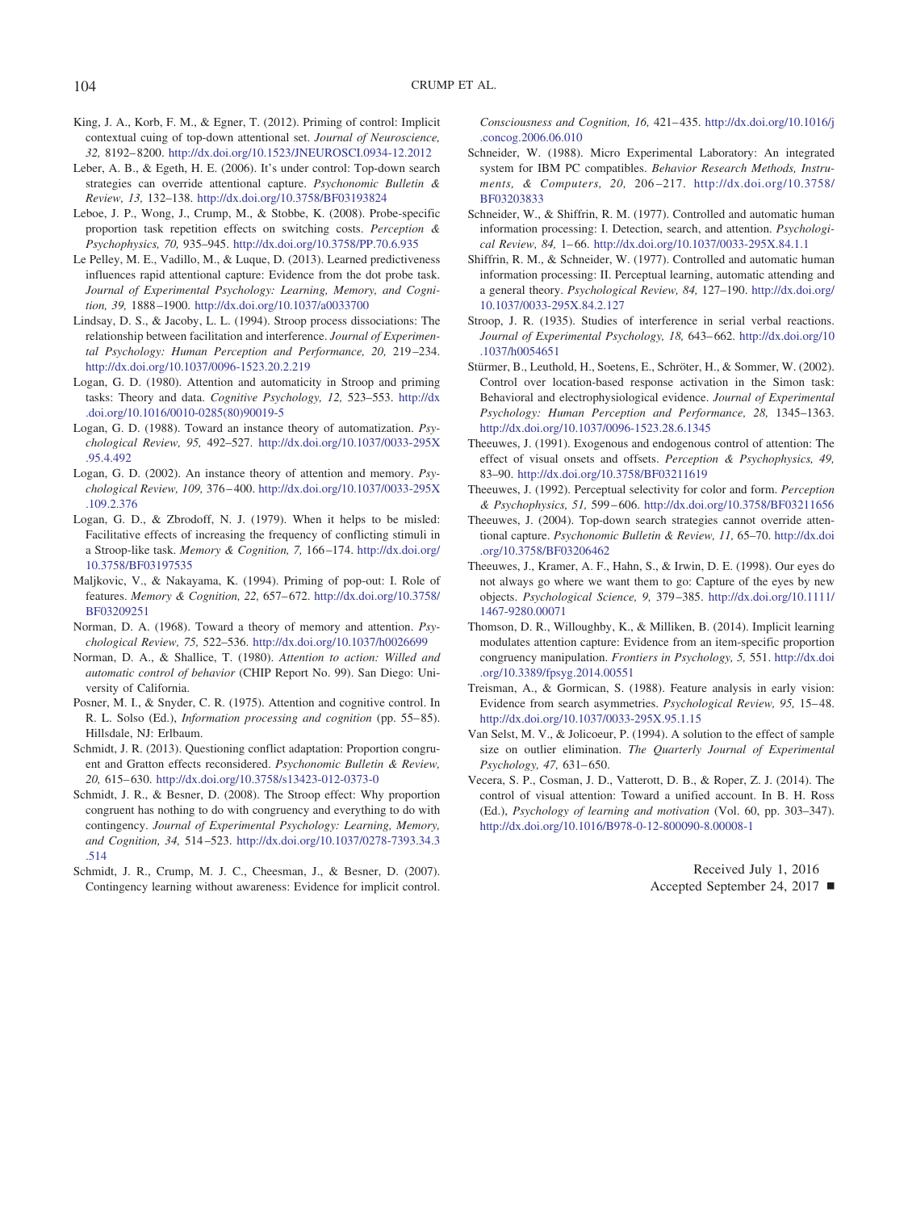King, J. A., Korb, F. M., & Egner, T. (2012). Priming of control: Implicit contextual cuing of top-down attentional set. *Journal of Neuroscience, 32,* 8192–8200. http://dx.doi.org/10.1523/JNEUROSCI.0934-12.2012

Leber, A. B., & Egeth, H. E. (2006). It's under control: Top-down search strategies can override attentional capture. *Psychonomic Bulletin & Review, 13,* 132–138. http://dx.doi.org/10.3758/BF03193824

Leboe, J. P., Wong, J., Crump, M., & Stobbe, K. (2008). Probe-specific proportion task repetition effects on switching costs. *Perception & Psychophysics, 70,* 935–945. http://dx.doi.org/10.3758/PP.70.6.935

Le Pelley, M. E., Vadillo, M., & Luque, D. (2013). Learned predictiveness influences rapid attentional capture: Evidence from the dot probe task. *Journal of Experimental Psychology: Learning, Memory, and Cognition, 39,* 1888–1900. http://dx.doi.org/10.1037/a0033700

Lindsay, D. S., & Jacoby, L. L. (1994). Stroop process dissociations: The relationship between facilitation and interference. *Journal of Experimental Psychology: Human Perception and Performance, 20,* 219–234. http://dx.doi.org/10.1037/0096-1523.20.2.219

Logan, G. D. (1980). Attention and automaticity in Stroop and priming tasks: Theory and data. *Cognitive Psychology, 12,* 523–553. http://dx.doi.org/10.1016/0010-0285(80)90019-5

Logan, G. D. (1988). Toward an instance theory of automatization. *Psychological Review, 95,* 492–527. http://dx.doi.org/10.1037/0033-295X.95.4.492

Logan, G. D. (2002). An instance theory of attention and memory. *Psychological Review, 109,* 376–400. http://dx.doi.org/10.1037/0033-295X.109.2.376

Logan, G. D., & Zbrodoff, N. J. (1979). When it helps to be misled: Facilitative effects of increasing the frequency of conflicting stimuli in a Stroop-like task. *Memory & Cognition, 7,* 166–174. http://dx.doi.org/10.3758/BF03197535

Maljkovic, V., & Nakayama, K. (1994). Priming of pop-out: I. Role of features. *Memory & Cognition, 22,* 657–672. http://dx.doi.org/10.3758/BF03209251

Norman, D. A. (1968). Toward a theory of memory and attention. *Psychological Review, 75,* 522–536. http://dx.doi.org/10.1037/h0026699

Norman, D. A., & Shallice, T. (1980). *Attention to action: Willed and automatic control of behavior* (CHIP Report No. 99). San Diego: University of California.

Posner, M. I., & Snyder, C. R. (1975). Attention and cognitive control. In R. L. Solso (Ed.), *Information processing and cognition* (pp. 55–85). Hillsdale, NJ: Erlbaum.

Schmidt, J. R. (2013). Questioning conflict adaptation: Proportion congruent and Gratton effects reconsidered. *Psychonomic Bulletin & Review, 20,* 615–630. http://dx.doi.org/10.3758/s13423-012-0373-0

Schmidt, J. R., & Besner, D. (2008). The Stroop effect: Why proportion congruent has nothing to do with congruency and everything to do with contingency. *Journal of Experimental Psychology: Learning, Memory, and Cognition, 34,* 514–523. http://dx.doi.org/10.1037/0278-7393.34.3.514

Schmidt, J. R., Crump, M. J. C., Cheesman, J., & Besner, D. (2007). Contingency learning without awareness: Evidence for implicit control. *Consciousness and Cognition, 16,* 421–435. http://dx.doi.org/10.1016/j.concog.2006.06.010

Schneider, W. (1988). Micro Experimental Laboratory: An integrated system for IBM PC compatibles. *Behavior Research Methods, Instruments, & Computers, 20,* 206–217. http://dx.doi.org/10.3758/BF03203833

Schneider, W., & Shiffrin, R. M. (1977). Controlled and automatic human information processing: I. Detection, search, and attention. *Psychological Review, 84,* 1–66. http://dx.doi.org/10.1037/0033-295X.84.1.1

Shiffrin, R. M., & Schneider, W. (1977). Controlled and automatic human information processing: II. Perceptual learning, automatic attending and a general theory. *Psychological Review, 84,* 127–190. http://dx.doi.org/10.1037/0033-295X.84.2.127

Stroop, J. R. (1935). Studies of interference in serial verbal reactions. *Journal of Experimental Psychology, 18,* 643–662. http://dx.doi.org/10.1037/h0054651

Stürmer, B., Leuthold, H., Soetens, E., Schröter, H., & Sommer, W. (2002). Control over location-based response activation in the Simon task: Behavioral and electrophysiological evidence. *Journal of Experimental Psychology: Human Perception and Performance, 28,* 1345–1363. http://dx.doi.org/10.1037/0096-1523.28.6.1345

Theeuwes, J. (1991). Exogenous and endogenous control of attention: The effect of visual onsets and offsets. *Perception & Psychophysics, 49,* 83–90. http://dx.doi.org/10.3758/BF03211619

Theeuwes, J. (1992). Perceptual selectivity for color and form. *Perception & Psychophysics, 51,* 599–606. http://dx.doi.org/10.3758/BF03211656

Theeuwes, J. (2004). Top-down search strategies cannot override attentional capture. *Psychonomic Bulletin & Review, 11,* 65–70. http://dx.doi.org/10.3758/BF03206462

Theeuwes, J., Kramer, A. F., Hahn, S., & Irwin, D. E. (1998). Our eyes do not always go where we want them to go: Capture of the eyes by new objects. *Psychological Science, 9,* 379–385. http://dx.doi.org/10.1111/1467-9280.00071

Thomson, D. R., Willoughby, K., & Milliken, B. (2014). Implicit learning modulates attention capture: Evidence from an item-specific proportion congruency manipulation. *Frontiers in Psychology, 5,* 551. http://dx.doi.org/10.3389/fpsyg.2014.00551

Treisman, A., & Gormican, S. (1988). Feature analysis in early vision: Evidence from search asymmetries. *Psychological Review, 95,* 15–48. http://dx.doi.org/10.1037/0033-295X.95.1.15

Van Selst, M. V., & Jolicoeur, P. (1994). A solution to the effect of sample size on outlier elimination. *The Quarterly Journal of Experimental Psychology, 47,* 631–650.

Vecera, S. P., Cosman, J. D., Vatterott, D. B., & Roper, Z. J. (2014). The control of visual attention: Toward a unified account. In B. H. Ross (Ed.), *Psychology of learning and motivation* (Vol. 60, pp. 303–347). http://dx.doi.org/10.1016/B978-0-12-800090-8.00008-1

Received July 1, 2016
Accepted September 24, 2017 ■